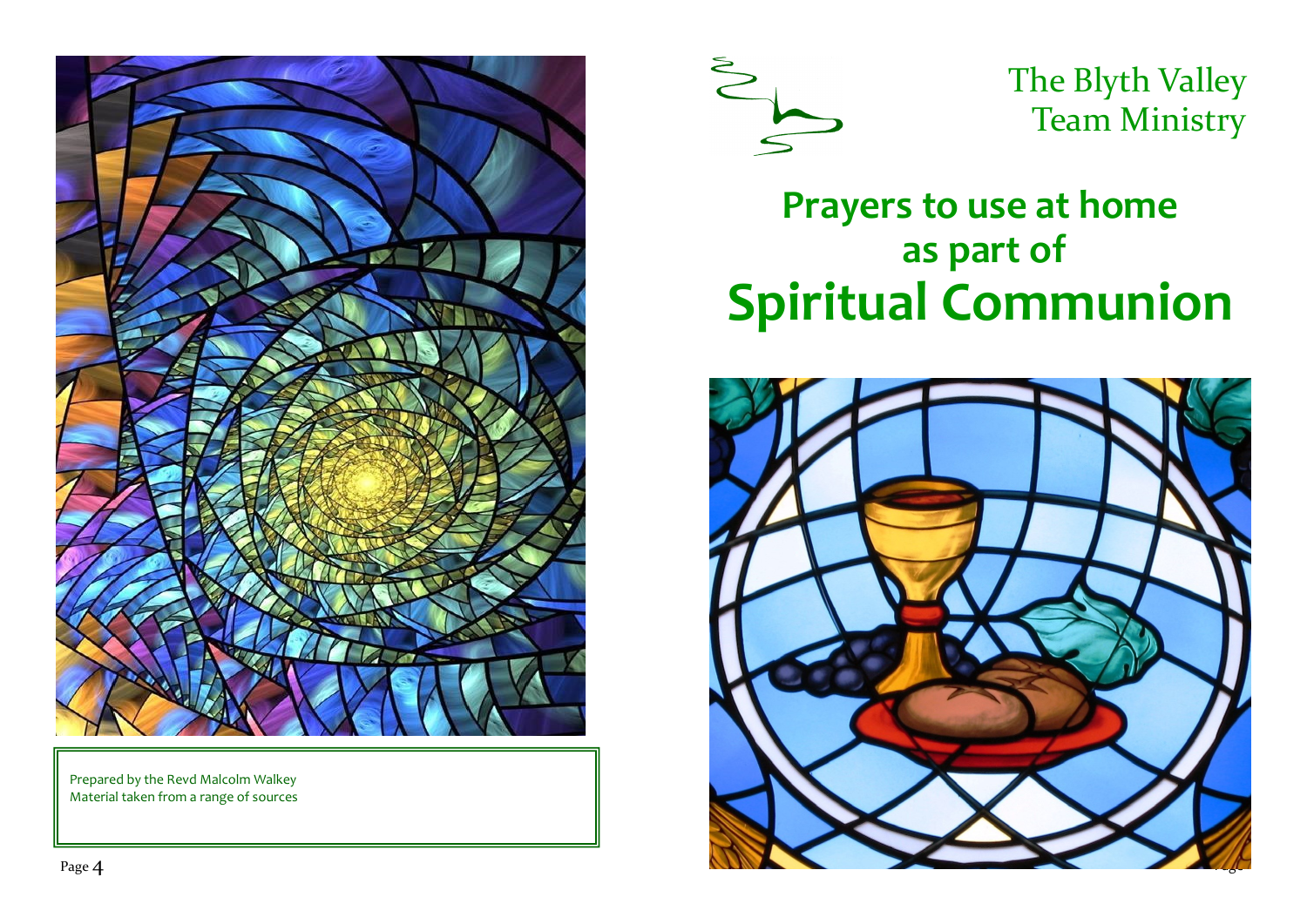The Blyth Valley Team Ministry

# Prayers to use at home as part of Spiritual Communion

Prepared by the Revd Malcolm Walkey
Material taken from a range of sources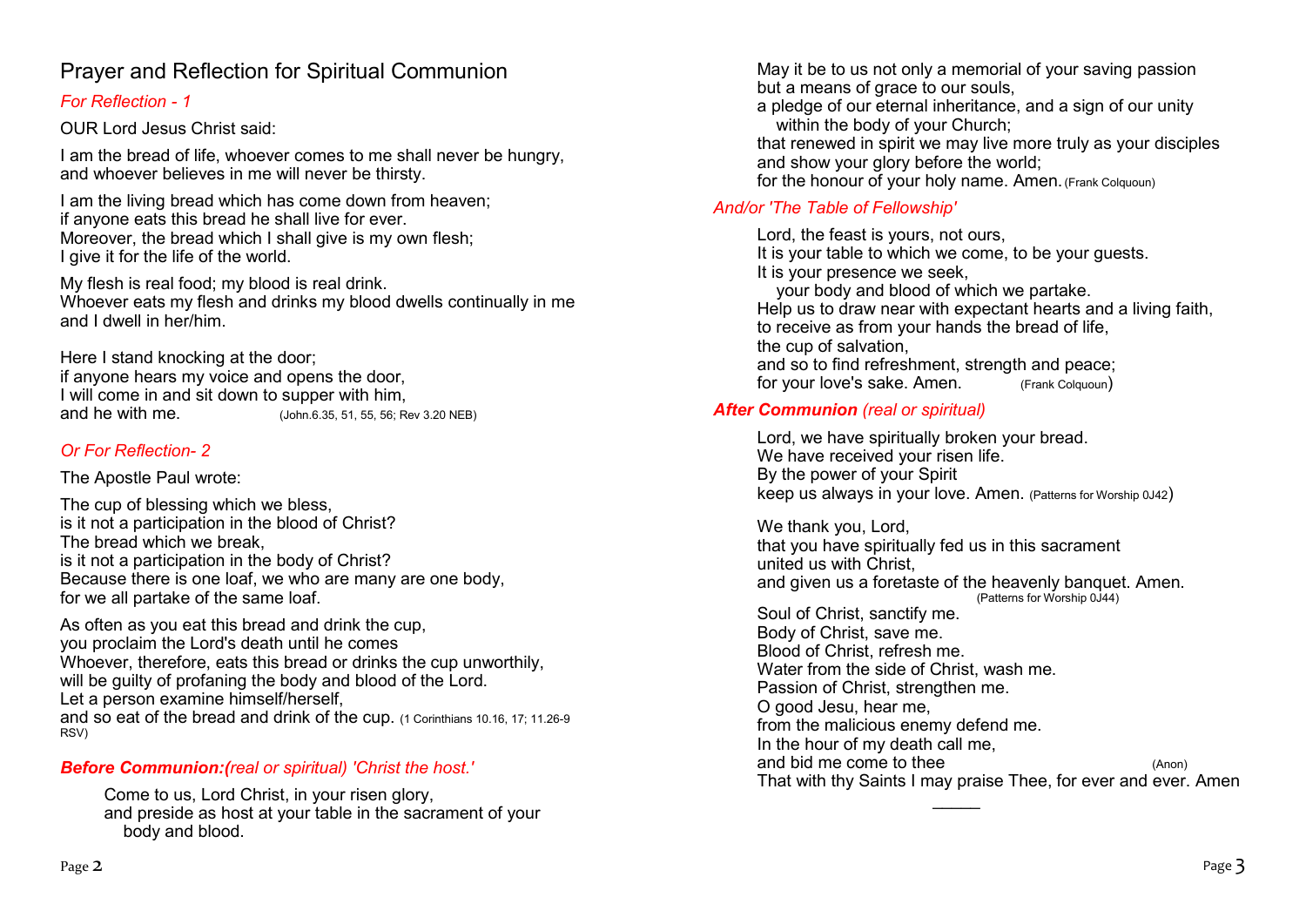## Prayer and Reflection for Spiritual Communion

*For Reflection - 1*

OUR Lord Jesus Christ said:

I am the bread of life, whoever comes to me shall never be hungry,
and whoever believes in me will never be thirsty.

I am the living bread which has come down from heaven;
if anyone eats this bread he shall live for ever.
Moreover, the bread which I shall give is my own flesh;
I give it for the life of the world.

My flesh is real food; my blood is real drink.
Whoever eats my flesh and drinks my blood dwells continually in me
and I dwell in her/him.

Here I stand knocking at the door;
if anyone hears my voice and opens the door,
I will come in and sit down to supper with him,
and he with me. (John.6.35, 51, 55, 56; Rev 3.20 NEB)

*Or For Reflection- 2*

The Apostle Paul wrote:

The cup of blessing which we bless,
is it not a participation in the blood of Christ?
The bread which we break,
is it not a participation in the body of Christ?
Because there is one loaf, we who are many are one body,
for we all partake of the same loaf.

As often as you eat this bread and drink the cup,
you proclaim the Lord's death until he comes
Whoever, therefore, eats this bread or drinks the cup unworthily,
will be guilty of profaning the body and blood of the Lord.
Let a person examine himself/herself,
and so eat of the bread and drink of the cup. (1 Corinthians 10.16, 17; 11.26-9 RSV)

***Before Communion:****(real or spiritual) 'Christ the host.'*

Come to us, Lord Christ, in your risen glory,
and preside as host at your table in the sacrament of your body and blood.
May it be to us not only a memorial of your saving passion
but a means of grace to our souls,
a pledge of our eternal inheritance, and a sign of our unity within the body of your Church;
that renewed in spirit we may live more truly as your disciples
and show your glory before the world;
for the honour of your holy name. Amen. (Frank Colquoun)

*And/or 'The Table of Fellowship'*

Lord, the feast is yours, not ours,
It is your table to which we come, to be your guests.
It is your presence we seek,
your body and blood of which we partake.
Help us to draw near with expectant hearts and a living faith,
to receive as from your hands the bread of life,
the cup of salvation,
and so to find refreshment, strength and peace;
for your love's sake. Amen. (Frank Colquoun)

***After Communion*** *(real or spiritual)*

Lord, we have spiritually broken your bread.
We have received your risen life.
By the power of your Spirit
keep us always in your love. Amen. (Patterns for Worship 0J42)

We thank you, Lord,
that you have spiritually fed us in this sacrament
united us with Christ,
and given us a foretaste of the heavenly banquet. Amen. (Patterns for Worship 0J44)

Soul of Christ, sanctify me.
Body of Christ, save me.
Blood of Christ, refresh me.
Water from the side of Christ, wash me.
Passion of Christ, strengthen me.
O good Jesu, hear me,
from the malicious enemy defend me.
In the hour of my death call me,
and bid me come to thee (Anon)
That with thy Saints I may praise Thee, for ever and ever. Amen

\_\_\_\_\_